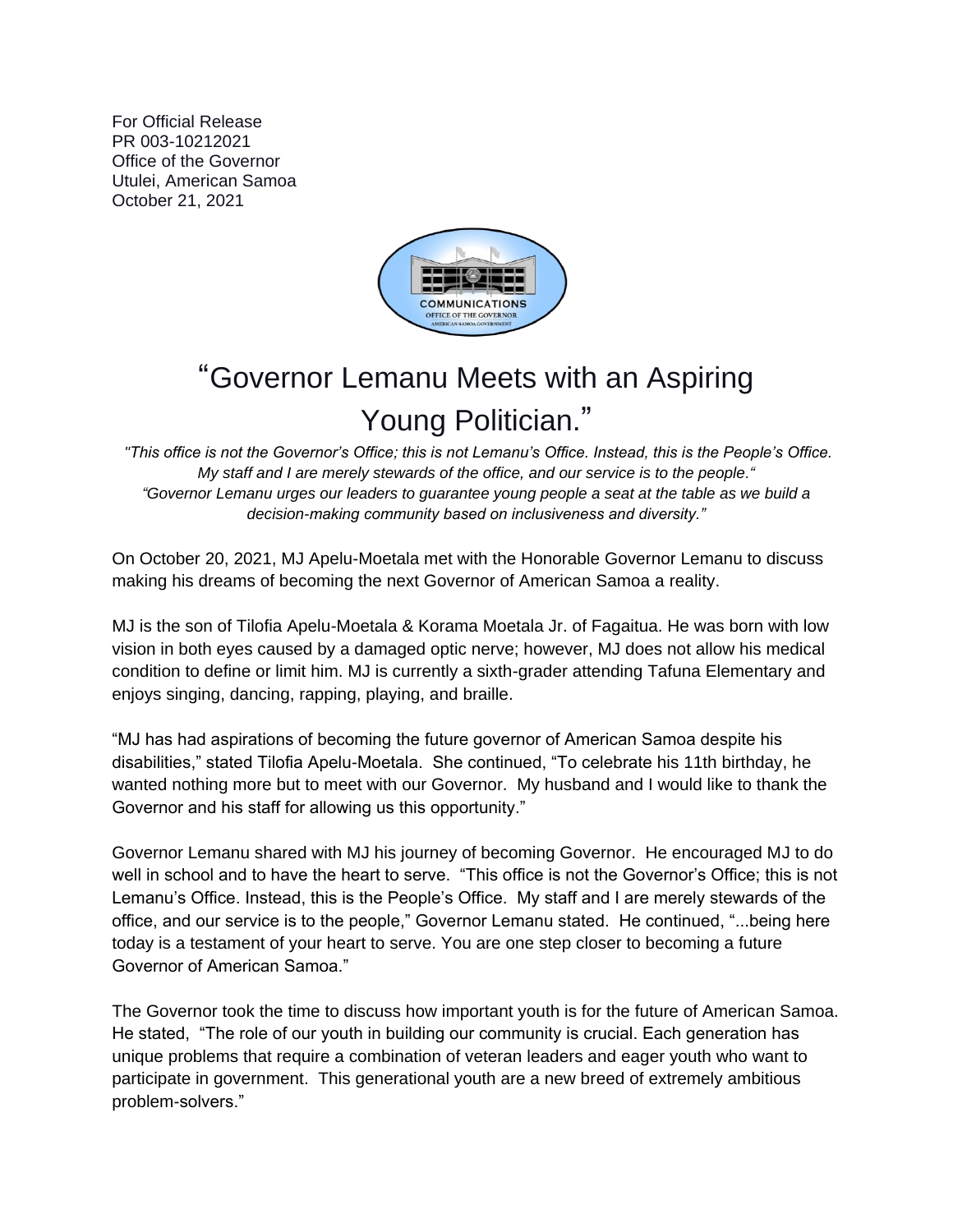For Official Release
PR 003-10212021
Office of the Governor
Utulei, American Samoa
October 21, 2021

# "Governor Lemanu Meets with an Aspiring Young Politician."

*"This office is not the Governor's Office; this is not Lemanu's Office. Instead, this is the People's Office. My staff and I are merely stewards of the office, and our service is to the people."*
*"Governor Lemanu urges our leaders to guarantee young people a seat at the table as we build a decision-making community based on inclusiveness and diversity."*

On October 20, 2021, MJ Apelu-Moetala met with the Honorable Governor Lemanu to discuss making his dreams of becoming the next Governor of American Samoa a reality.

MJ is the son of Tilofia Apelu-Moetala & Korama Moetala Jr. of Fagaitua. He was born with low vision in both eyes caused by a damaged optic nerve; however, MJ does not allow his medical condition to define or limit him. MJ is currently a sixth-grader attending Tafuna Elementary and enjoys singing, dancing, rapping, playing, and braille.

"MJ has had aspirations of becoming the future governor of American Samoa despite his disabilities," stated Tilofia Apelu-Moetala. She continued, "To celebrate his 11th birthday, he wanted nothing more but to meet with our Governor. My husband and I would like to thank the Governor and his staff for allowing us this opportunity."

Governor Lemanu shared with MJ his journey of becoming Governor. He encouraged MJ to do well in school and to have the heart to serve. "This office is not the Governor's Office; this is not Lemanu's Office. Instead, this is the People's Office. My staff and I are merely stewards of the office, and our service is to the people," Governor Lemanu stated. He continued, "...being here today is a testament of your heart to serve. You are one step closer to becoming a future Governor of American Samoa."

The Governor took the time to discuss how important youth is for the future of American Samoa. He stated, "The role of our youth in building our community is crucial. Each generation has unique problems that require a combination of veteran leaders and eager youth who want to participate in government. This generational youth are a new breed of extremely ambitious problem-solvers."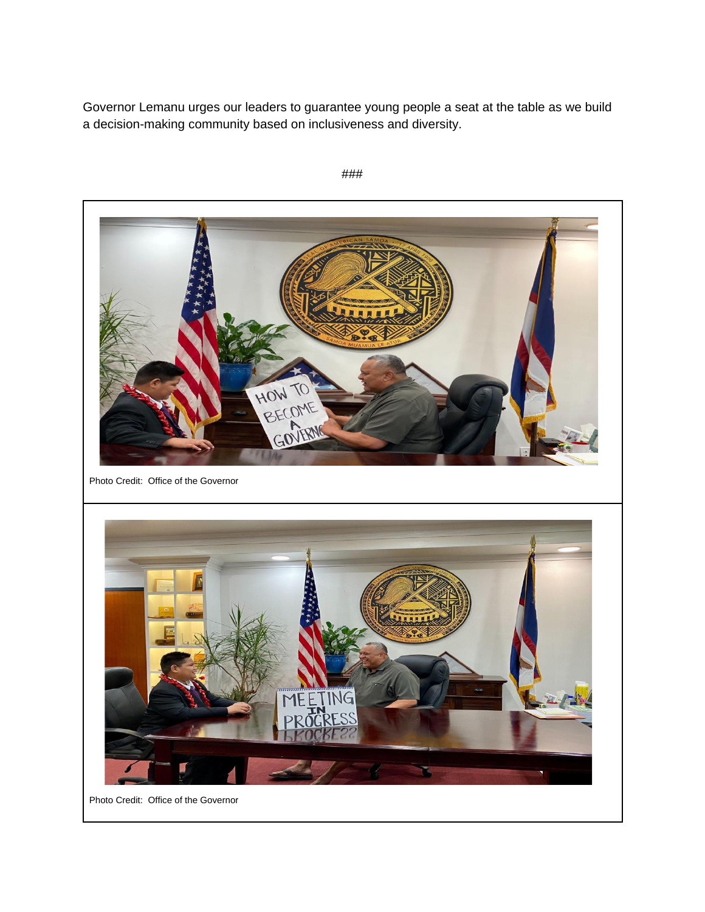Governor Lemanu urges our leaders to guarantee young people a seat at the table as we build a decision-making community based on inclusiveness and diversity.

###

Photo Credit: Office of the Governor

Photo Credit: Office of the Governor